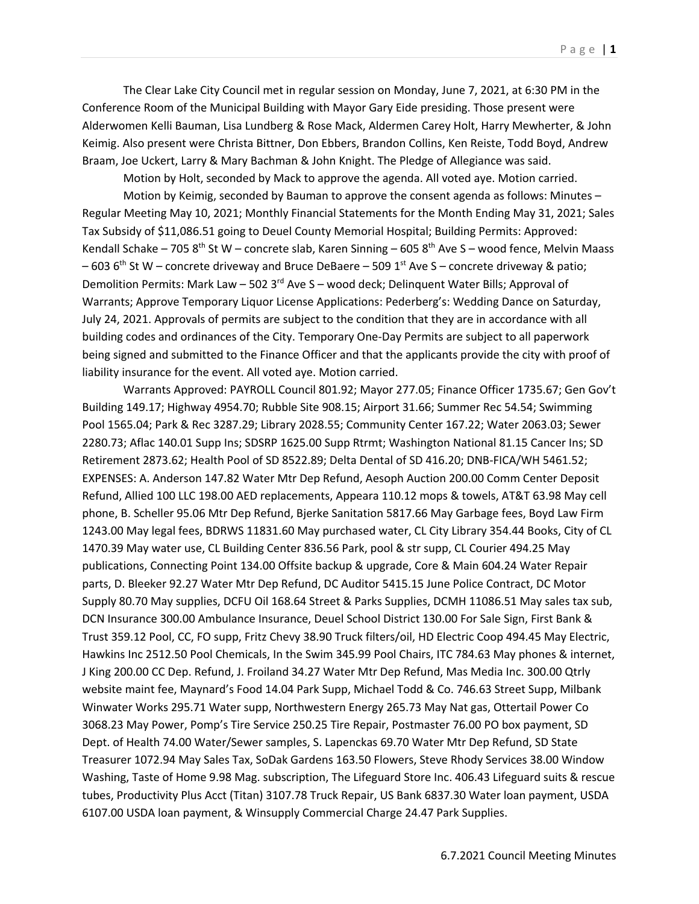The Clear Lake City Council met in regular session on Monday, June 7, 2021, at 6:30 PM in the Conference Room of the Municipal Building with Mayor Gary Eide presiding. Those present were Alderwomen Kelli Bauman, Lisa Lundberg & Rose Mack, Aldermen Carey Holt, Harry Mewherter, & John Keimig. Also present were Christa Bittner, Don Ebbers, Brandon Collins, Ken Reiste, Todd Boyd, Andrew Braam, Joe Uckert, Larry & Mary Bachman & John Knight. The Pledge of Allegiance was said.

Motion by Holt, seconded by Mack to approve the agenda. All voted aye. Motion carried.

Motion by Keimig, seconded by Bauman to approve the consent agenda as follows: Minutes – Regular Meeting May 10, 2021; Monthly Financial Statements for the Month Ending May 31, 2021; Sales Tax Subsidy of $11,086.51 going to Deuel County Memorial Hospital; Building Permits: Approved: Kendall Schake – 705 8th St W – concrete slab, Karen Sinning – 605 8th Ave S – wood fence, Melvin Maass – 603 6th St W – concrete driveway and Bruce DeBaere – 509 1st Ave S – concrete driveway & patio; Demolition Permits: Mark Law – 502 3rd Ave S – wood deck; Delinquent Water Bills; Approval of Warrants; Approve Temporary Liquor License Applications: Pederberg's: Wedding Dance on Saturday, July 24, 2021. Approvals of permits are subject to the condition that they are in accordance with all building codes and ordinances of the City. Temporary One-Day Permits are subject to all paperwork being signed and submitted to the Finance Officer and that the applicants provide the city with proof of liability insurance for the event. All voted aye. Motion carried.

Warrants Approved: PAYROLL Council 801.92; Mayor 277.05; Finance Officer 1735.67; Gen Gov't Building 149.17; Highway 4954.70; Rubble Site 908.15; Airport 31.66; Summer Rec 54.54; Swimming Pool 1565.04; Park & Rec 3287.29; Library 2028.55; Community Center 167.22; Water 2063.03; Sewer 2280.73; Aflac 140.01 Supp Ins; SDSRP 1625.00 Supp Rtrmt; Washington National 81.15 Cancer Ins; SD Retirement 2873.62; Health Pool of SD 8522.89; Delta Dental of SD 416.20; DNB-FICA/WH 5461.52; EXPENSES: A. Anderson 147.82 Water Mtr Dep Refund, Aesoph Auction 200.00 Comm Center Deposit Refund, Allied 100 LLC 198.00 AED replacements, Appeara 110.12 mops & towels, AT&T 63.98 May cell phone, B. Scheller 95.06 Mtr Dep Refund, Bjerke Sanitation 5817.66 May Garbage fees, Boyd Law Firm 1243.00 May legal fees, BDRWS 11831.60 May purchased water, CL City Library 354.44 Books, City of CL 1470.39 May water use, CL Building Center 836.56 Park, pool & str supp, CL Courier 494.25 May publications, Connecting Point 134.00 Offsite backup & upgrade, Core & Main 604.24 Water Repair parts, D. Bleeker 92.27 Water Mtr Dep Refund, DC Auditor 5415.15 June Police Contract, DC Motor Supply 80.70 May supplies, DCFU Oil 168.64 Street & Parks Supplies, DCMH 11086.51 May sales tax sub, DCN Insurance 300.00 Ambulance Insurance, Deuel School District 130.00 For Sale Sign, First Bank & Trust 359.12 Pool, CC, FO supp, Fritz Chevy 38.90 Truck filters/oil, HD Electric Coop 494.45 May Electric, Hawkins Inc 2512.50 Pool Chemicals, In the Swim 345.99 Pool Chairs, ITC 784.63 May phones & internet, J King 200.00 CC Dep. Refund, J. Froiland 34.27 Water Mtr Dep Refund, Mas Media Inc. 300.00 Qtrly website maint fee, Maynard's Food 14.04 Park Supp, Michael Todd & Co. 746.63 Street Supp, Milbank Winwater Works 295.71 Water supp, Northwestern Energy 265.73 May Nat gas, Ottertail Power Co 3068.23 May Power, Pomp's Tire Service 250.25 Tire Repair, Postmaster 76.00 PO box payment, SD Dept. of Health 74.00 Water/Sewer samples, S. Lapenckas 69.70 Water Mtr Dep Refund, SD State Treasurer 1072.94 May Sales Tax, SoDak Gardens 163.50 Flowers, Steve Rhody Services 38.00 Window Washing, Taste of Home 9.98 Mag. subscription, The Lifeguard Store Inc. 406.43 Lifeguard suits & rescue tubes, Productivity Plus Acct (Titan) 3107.78 Truck Repair, US Bank 6837.30 Water loan payment, USDA 6107.00 USDA loan payment, & Winsupply Commercial Charge 24.47 Park Supplies.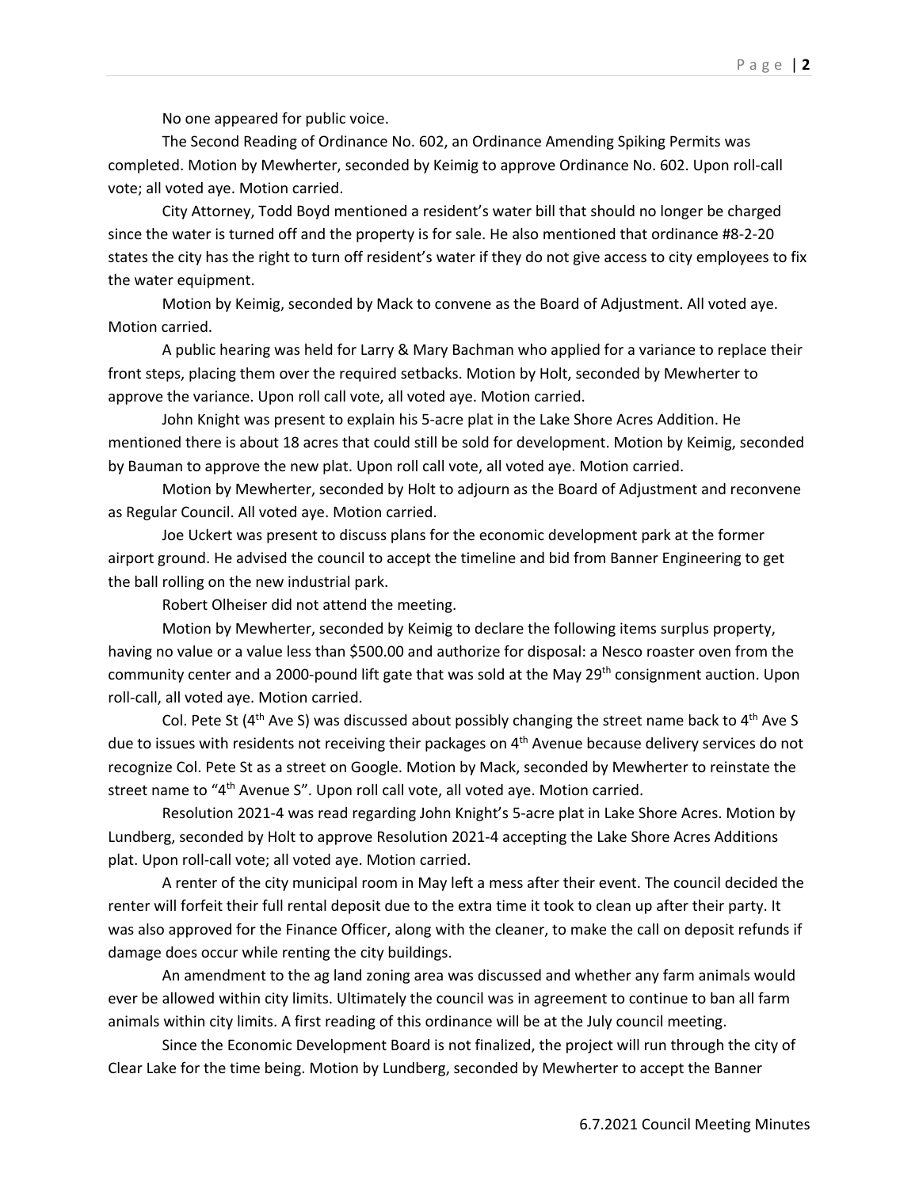No one appeared for public voice.

The Second Reading of Ordinance No. 602, an Ordinance Amending Spiking Permits was completed. Motion by Mewherter, seconded by Keimig to approve Ordinance No. 602. Upon roll-call vote; all voted aye. Motion carried.

City Attorney, Todd Boyd mentioned a resident's water bill that should no longer be charged since the water is turned off and the property is for sale. He also mentioned that ordinance #8-2-20 states the city has the right to turn off resident's water if they do not give access to city employees to fix the water equipment.

Motion by Keimig, seconded by Mack to convene as the Board of Adjustment. All voted aye. Motion carried.

A public hearing was held for Larry & Mary Bachman who applied for a variance to replace their front steps, placing them over the required setbacks. Motion by Holt, seconded by Mewherter to approve the variance. Upon roll call vote, all voted aye. Motion carried.

John Knight was present to explain his 5-acre plat in the Lake Shore Acres Addition. He mentioned there is about 18 acres that could still be sold for development. Motion by Keimig, seconded by Bauman to approve the new plat. Upon roll call vote, all voted aye. Motion carried.

Motion by Mewherter, seconded by Holt to adjourn as the Board of Adjustment and reconvene as Regular Council. All voted aye. Motion carried.

Joe Uckert was present to discuss plans for the economic development park at the former airport ground. He advised the council to accept the timeline and bid from Banner Engineering to get the ball rolling on the new industrial park.

Robert Olheiser did not attend the meeting.

Motion by Mewherter, seconded by Keimig to declare the following items surplus property, having no value or a value less than $500.00 and authorize for disposal: a Nesco roaster oven from the community center and a 2000-pound lift gate that was sold at the May 29th consignment auction. Upon roll-call, all voted aye. Motion carried.

Col. Pete St (4th Ave S) was discussed about possibly changing the street name back to 4th Ave S due to issues with residents not receiving their packages on 4th Avenue because delivery services do not recognize Col. Pete St as a street on Google. Motion by Mack, seconded by Mewherter to reinstate the street name to "4th Avenue S". Upon roll call vote, all voted aye. Motion carried.

Resolution 2021-4 was read regarding John Knight's 5-acre plat in Lake Shore Acres. Motion by Lundberg, seconded by Holt to approve Resolution 2021-4 accepting the Lake Shore Acres Additions plat. Upon roll-call vote; all voted aye. Motion carried.

A renter of the city municipal room in May left a mess after their event. The council decided the renter will forfeit their full rental deposit due to the extra time it took to clean up after their party. It was also approved for the Finance Officer, along with the cleaner, to make the call on deposit refunds if damage does occur while renting the city buildings.

An amendment to the ag land zoning area was discussed and whether any farm animals would ever be allowed within city limits. Ultimately the council was in agreement to continue to ban all farm animals within city limits. A first reading of this ordinance will be at the July council meeting.

Since the Economic Development Board is not finalized, the project will run through the city of Clear Lake for the time being. Motion by Lundberg, seconded by Mewherter to accept the Banner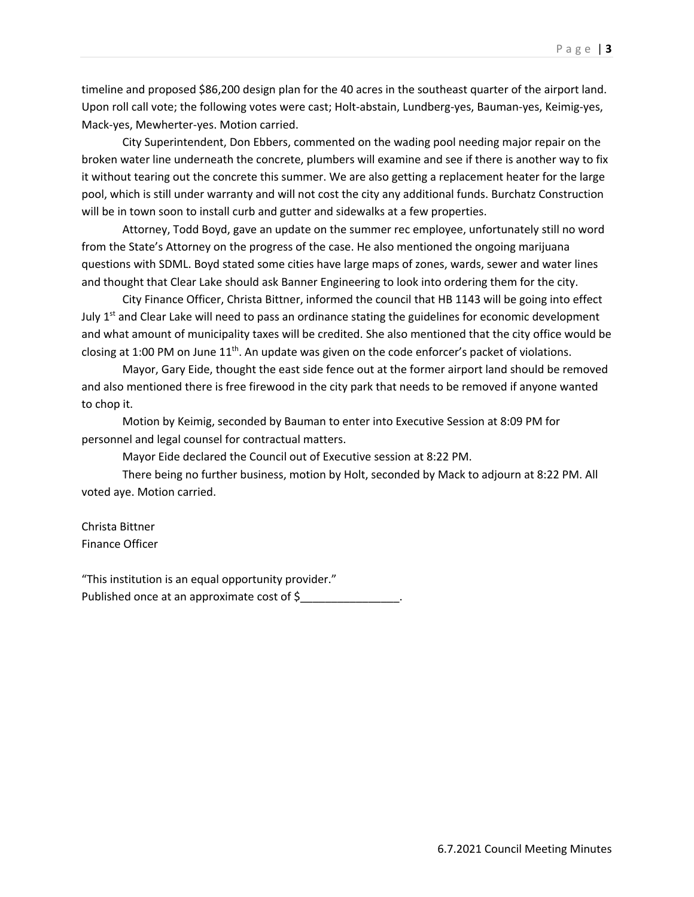timeline and proposed $86,200 design plan for the 40 acres in the southeast quarter of the airport land. Upon roll call vote; the following votes were cast; Holt-abstain, Lundberg-yes, Bauman-yes, Keimig-yes, Mack-yes, Mewherter-yes. Motion carried.

City Superintendent, Don Ebbers, commented on the wading pool needing major repair on the broken water line underneath the concrete, plumbers will examine and see if there is another way to fix it without tearing out the concrete this summer. We are also getting a replacement heater for the large pool, which is still under warranty and will not cost the city any additional funds. Burchatz Construction will be in town soon to install curb and gutter and sidewalks at a few properties.

Attorney, Todd Boyd, gave an update on the summer rec employee, unfortunately still no word from the State's Attorney on the progress of the case. He also mentioned the ongoing marijuana questions with SDML. Boyd stated some cities have large maps of zones, wards, sewer and water lines and thought that Clear Lake should ask Banner Engineering to look into ordering them for the city.

City Finance Officer, Christa Bittner, informed the council that HB 1143 will be going into effect July 1st and Clear Lake will need to pass an ordinance stating the guidelines for economic development and what amount of municipality taxes will be credited. She also mentioned that the city office would be closing at 1:00 PM on June 11th. An update was given on the code enforcer's packet of violations.

Mayor, Gary Eide, thought the east side fence out at the former airport land should be removed and also mentioned there is free firewood in the city park that needs to be removed if anyone wanted to chop it.

Motion by Keimig, seconded by Bauman to enter into Executive Session at 8:09 PM for personnel and legal counsel for contractual matters.

Mayor Eide declared the Council out of Executive session at 8:22 PM.

There being no further business, motion by Holt, seconded by Mack to adjourn at 8:22 PM. All voted aye. Motion carried.

Christa Bittner
Finance Officer

"This institution is an equal opportunity provider."
Published once at an approximate cost of $________________.